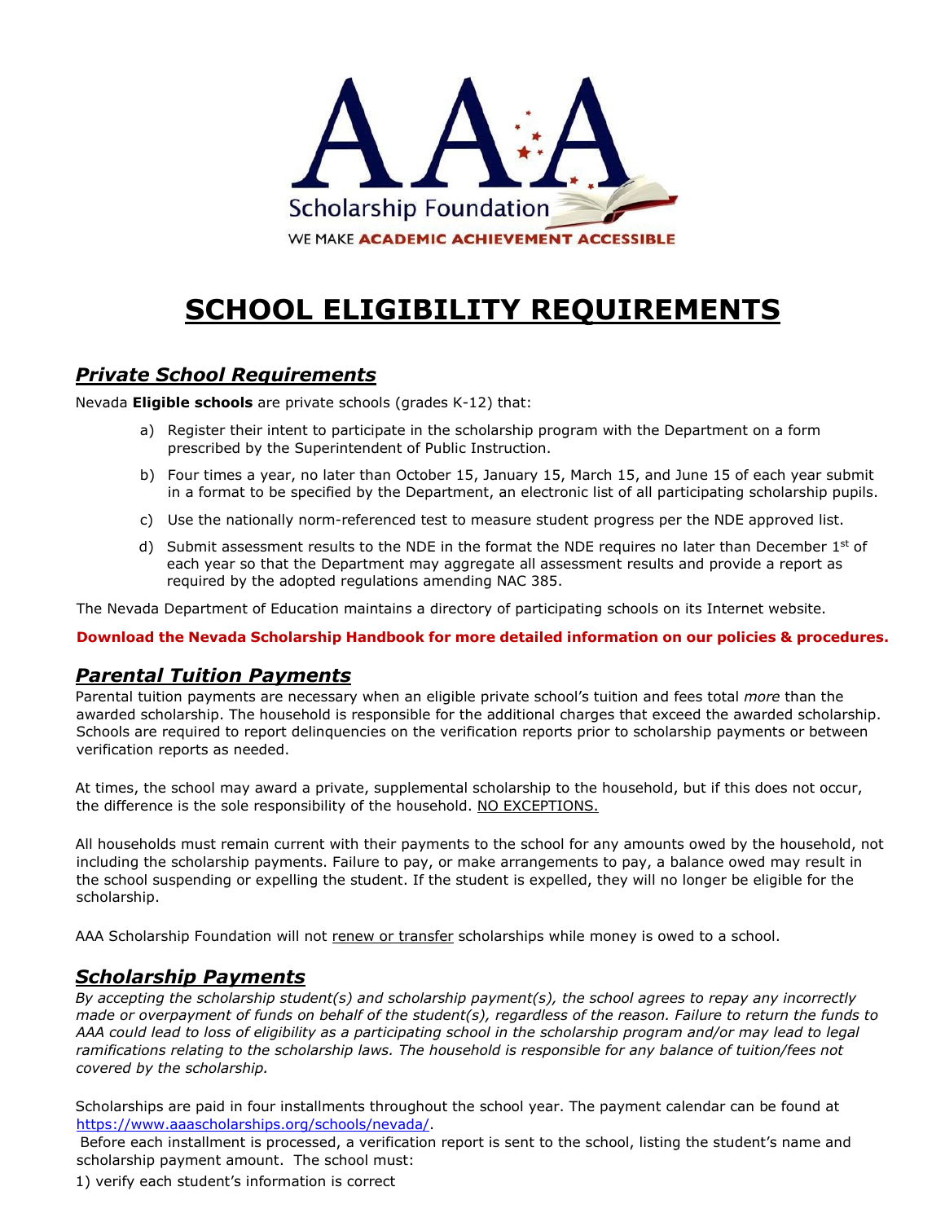AAA Scholarship Foundation

WE MAKE **ACADEMIC ACHIEVEMENT ACCESSIBLE**

# SCHOOL ELIGIBILITY REQUIREMENTS

## *Private School Requirements*

Nevada **Eligible schools** are private schools (grades K-12) that:

a) Register their intent to participate in the scholarship program with the Department on a form prescribed by the Superintendent of Public Instruction.

b) Four times a year, no later than October 15, January 15, March 15, and June 15 of each year submit in a format to be specified by the Department, an electronic list of all participating scholarship pupils.

c) Use the nationally norm-referenced test to measure student progress per the NDE approved list.

d) Submit assessment results to the NDE in the format the NDE requires no later than December 1st of each year so that the Department may aggregate all assessment results and provide a report as required by the adopted regulations amending NAC 385.

The Nevada Department of Education maintains a directory of participating schools on its Internet website.

**Download the Nevada Scholarship Handbook for more detailed information on our policies & procedures.**

## *Parental Tuition Payments*

Parental tuition payments are necessary when an eligible private school's tuition and fees total *more* than the awarded scholarship. The household is responsible for the additional charges that exceed the awarded scholarship. Schools are required to report delinquencies on the verification reports prior to scholarship payments or between verification reports as needed.

At times, the school may award a private, supplemental scholarship to the household, but if this does not occur, the difference is the sole responsibility of the household. NO EXCEPTIONS.

All households must remain current with their payments to the school for any amounts owed by the household, not including the scholarship payments. Failure to pay, or make arrangements to pay, a balance owed may result in the school suspending or expelling the student. If the student is expelled, they will no longer be eligible for the scholarship.

AAA Scholarship Foundation will not renew or transfer scholarships while money is owed to a school.

## *Scholarship Payments*

*By accepting the scholarship student(s) and scholarship payment(s), the school agrees to repay any incorrectly made or overpayment of funds on behalf of the student(s), regardless of the reason. Failure to return the funds to AAA could lead to loss of eligibility as a participating school in the scholarship program and/or may lead to legal ramifications relating to the scholarship laws. The household is responsible for any balance of tuition/fees not covered by the scholarship.*

Scholarships are paid in four installments throughout the school year. The payment calendar can be found at https://www.aaascholarships.org/schools/nevada/.

Before each installment is processed, a verification report is sent to the school, listing the student's name and scholarship payment amount. The school must:

1) verify each student's information is correct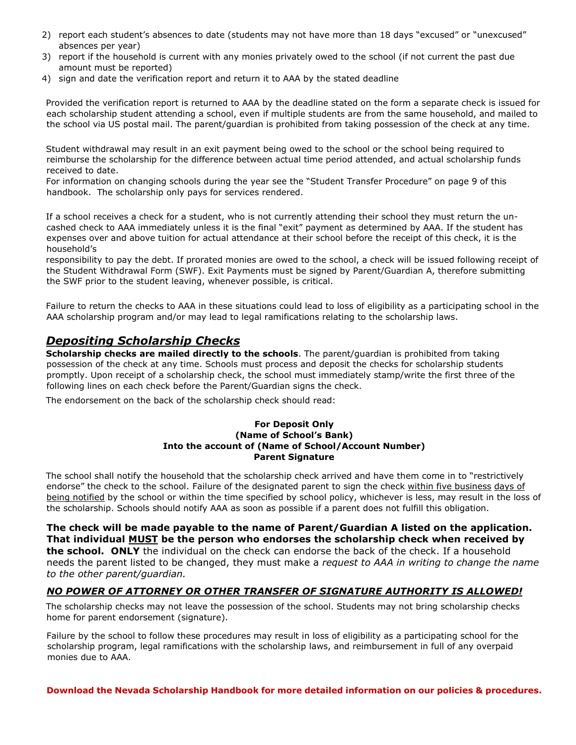2) report each student's absences to date (students may not have more than 18 days "excused" or "unexcused" absences per year)
3) report if the household is current with any monies privately owed to the school (if not current the past due amount must be reported)
4) sign and date the verification report and return it to AAA by the stated deadline

Provided the verification report is returned to AAA by the deadline stated on the form a separate check is issued for each scholarship student attending a school, even if multiple students are from the same household, and mailed to the school via US postal mail. The parent/guardian is prohibited from taking possession of the check at any time.

Student withdrawal may result in an exit payment being owed to the school or the school being required to reimburse the scholarship for the difference between actual time period attended, and actual scholarship funds received to date.
For information on changing schools during the year see the "Student Transfer Procedure" on page 9 of this handbook. The scholarship only pays for services rendered.

If a school receives a check for a student, who is not currently attending their school they must return the un-cashed check to AAA immediately unless it is the final "exit" payment as determined by AAA. If the student has expenses over and above tuition for actual attendance at their school before the receipt of this check, it is the household's
responsibility to pay the debt. If prorated monies are owed to the school, a check will be issued following receipt of the Student Withdrawal Form (SWF). Exit Payments must be signed by Parent/Guardian A, therefore submitting the SWF prior to the student leaving, whenever possible, is critical.

Failure to return the checks to AAA in these situations could lead to loss of eligibility as a participating school in the AAA scholarship program and/or may lead to legal ramifications relating to the scholarship laws.

## ***Depositing Scholarship Checks***

**Scholarship checks are mailed directly to the schools**. The parent/guardian is prohibited from taking possession of the check at any time. Schools must process and deposit the checks for scholarship students promptly. Upon receipt of a scholarship check, the school must immediately stamp/write the first three of the following lines on each check before the Parent/Guardian signs the check.

The endorsement on the back of the scholarship check should read:

**For Deposit Only**
**(Name of School's Bank)**
**Into the account of (Name of School/Account Number)**
**Parent Signature**

The school shall notify the household that the scholarship check arrived and have them come in to "restrictively endorse" the check to the school. Failure of the designated parent to sign the check within five business days of being notified by the school or within the time specified by school policy, whichever is less, may result in the loss of the scholarship. Schools should notify AAA as soon as possible if a parent does not fulfill this obligation.

**The check will be made payable to the name of Parent/Guardian A listed on the application. That individual MUST be the person who endorses the scholarship check when received by the school. ONLY** the individual on the check can endorse the back of the check. If a household needs the parent listed to be changed, they must make a *request to AAA in writing to change the name to the other parent/guardian.*

***NO POWER OF ATTORNEY OR OTHER TRANSFER OF SIGNATURE AUTHORITY IS ALLOWED!***

The scholarship checks may not leave the possession of the school. Students may not bring scholarship checks home for parent endorsement (signature).

Failure by the school to follow these procedures may result in loss of eligibility as a participating school for the scholarship program, legal ramifications with the scholarship laws, and reimbursement in full of any overpaid monies due to AAA.

**Download the Nevada Scholarship Handbook for more detailed information on our policies & procedures.**